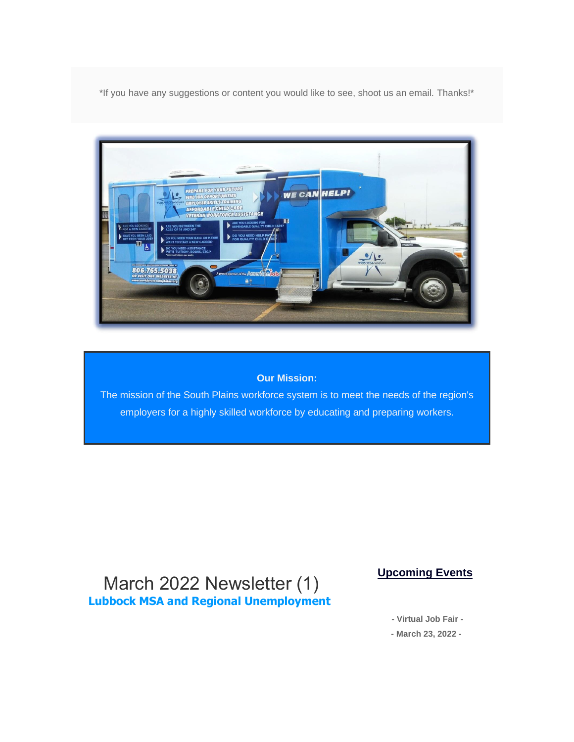*If you have any suggestions or content you would like to see, shoot us an email. Thanks!*

**Our Mission:**

The mission of the South Plains workforce system is to meet the needs of the region's employers for a highly skilled workforce by educating and preparing workers.

# March 2022 Newsletter (1)

## Lubbock MSA and Regional Unemployment

## Upcoming Events

**- Virtual Job Fair -**

**- March 23, 2022 -**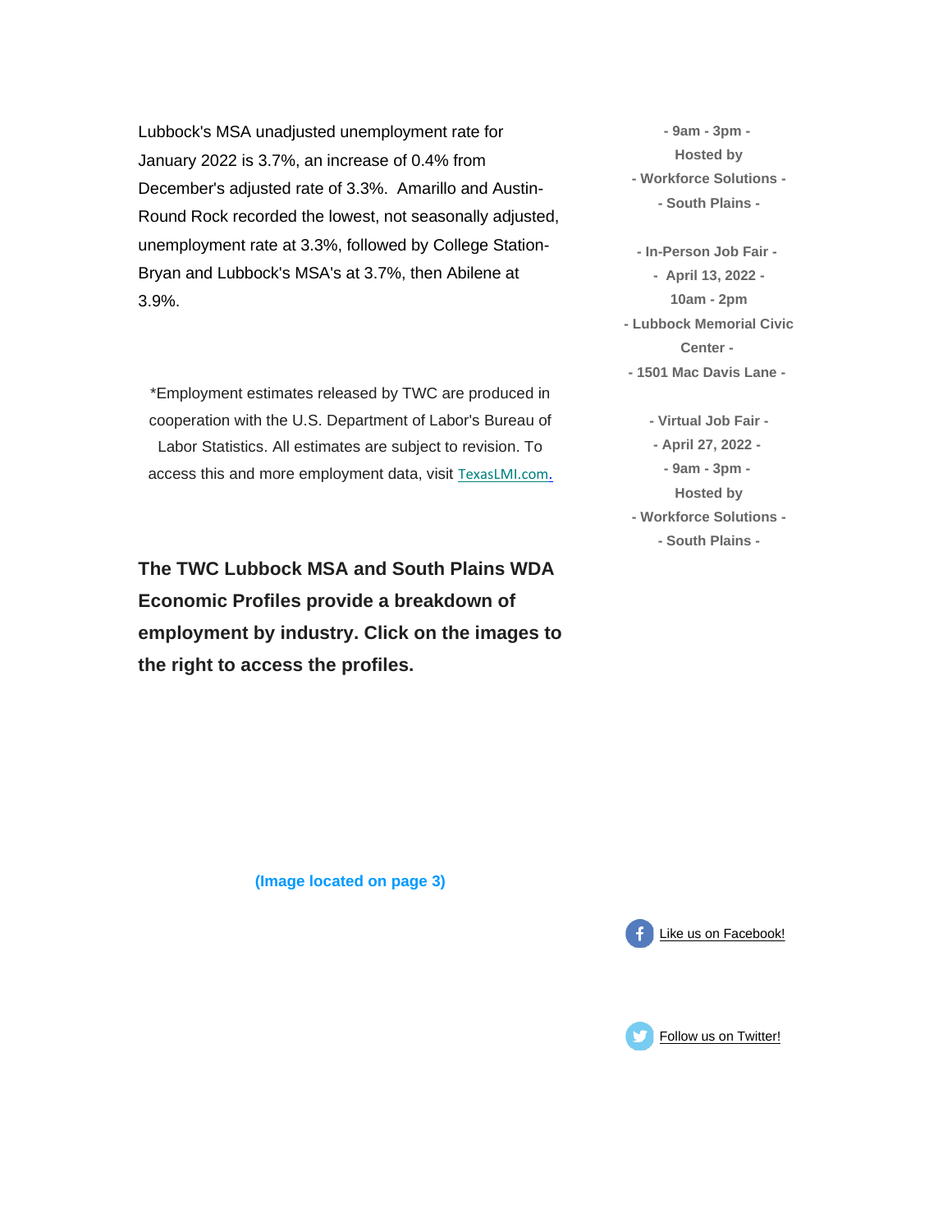Lubbock's MSA unadjusted unemployment rate for January 2022 is 3.7%, an increase of 0.4% from December's adjusted rate of 3.3%. Amarillo and Austin-Round Rock recorded the lowest, not seasonally adjusted, unemployment rate at 3.3%, followed by College Station-Bryan and Lubbock's MSA's at 3.7%, then Abilene at 3.9%.

*Employment estimates released by TWC are produced in cooperation with the U.S. Department of Labor's Bureau of Labor Statistics. All estimates are subject to revision. To access this and more employment data, visit TexasLMI.com.

**The TWC Lubbock MSA and South Plains WDA Economic Profiles provide a breakdown of employment by industry. Click on the images to the right to access the profiles.**

**(Image located on page 3)**

**- 9am - 3pm -**
**Hosted by**
**- Workforce Solutions -**
**- South Plains -**

**- In-Person Job Fair -**
**- April 13, 2022 -**
**10am - 2pm**
**- Lubbock Memorial Civic Center -**
**- 1501 Mac Davis Lane -**

**- Virtual Job Fair -**
**- April 27, 2022 -**
**- 9am - 3pm -**
**Hosted by**
**- Workforce Solutions -**
**- South Plains -**

Like us on Facebook!

Follow us on Twitter!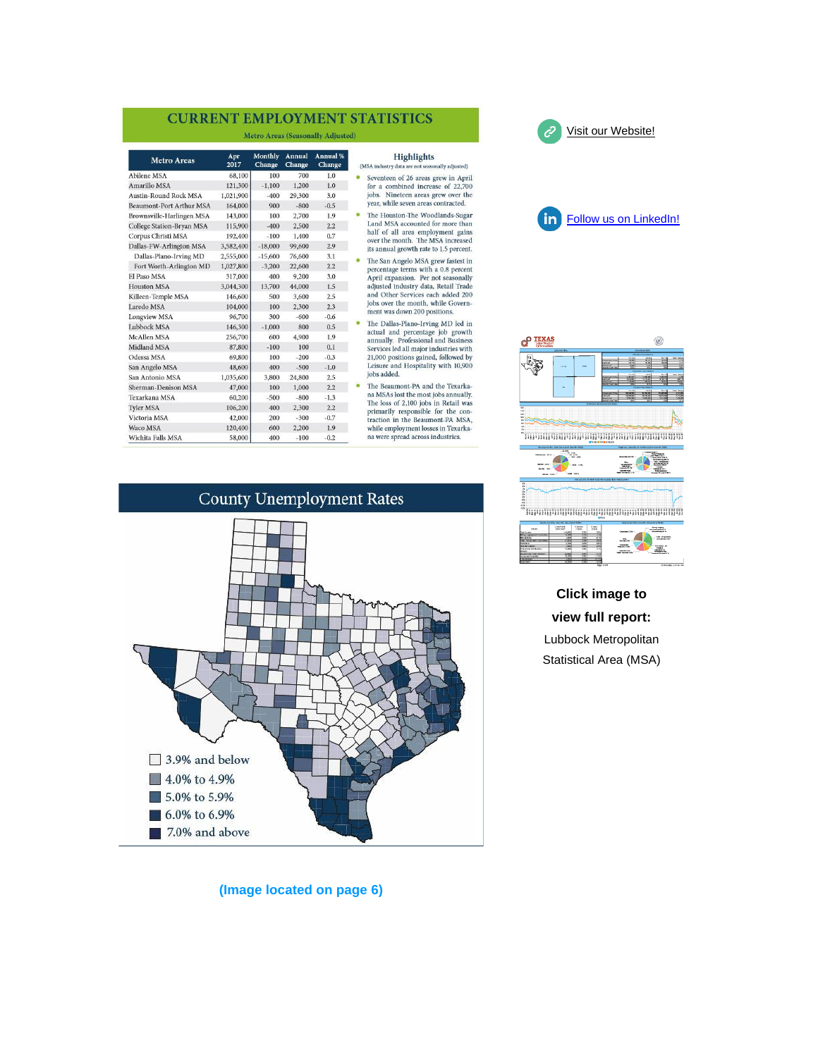## CURRENT EMPLOYMENT STATISTICS

Metro Areas (Seasonally Adjusted)

| Metro Areas | Apr 2017 | Monthly Change | Annual Change | Annual % Change |
|---|---|---|---|---|
| Abilene MSA | 68,100 | 100 | 700 | 1.0 |
| Amarillo MSA | 121,300 | -1,100 | 1,200 | 1.0 |
| Austin-Round Rock MSA | 1,021,900 | -400 | 29,300 | 3.0 |
| Beaumont-Port Arthur MSA | 164,000 | 900 | -800 | -0.5 |
| Brownsville-Harlingen MSA | 143,000 | 100 | 2,700 | 1.9 |
| College Station-Bryan MSA | 115,900 | -400 | 2,500 | 2.2 |
| Corpus Christi MSA | 192,400 | -100 | 1,400 | 0.7 |
| Dallas-FW-Arlington MSA | 3,582,400 | -18,000 | 99,600 | 2.9 |
| Dallas-Plano-Irving MD | 2,555,000 | -15,600 | 76,600 | 3.1 |
| Fort Worth-Arlington MD | 1,027,800 | -3,200 | 22,600 | 2.2 |
| El Paso MSA | 317,000 | 400 | 9,200 | 3.0 |
| Houston MSA | 3,044,300 | 13,700 | 44,000 | 1.5 |
| Killeen-Temple MSA | 146,600 | 500 | 3,600 | 2.5 |
| Laredo MSA | 104,000 | 100 | 2,300 | 2.3 |
| Longview MSA | 96,700 | 300 | -600 | -0.6 |
| Lubbock MSA | 146,300 | -1,000 | 800 | 0.5 |
| McAllen MSA | 256,700 | 600 | 4,900 | 1.9 |
| Midland MSA | 87,800 | -100 | 100 | 0.1 |
| Odessa MSA | 69,800 | 100 | -200 | -0.3 |
| San Angelo MSA | 48,600 | 400 | -500 | -1.0 |
| San Antonio MSA | 1,035,600 | 3,800 | 24,800 | 2.5 |
| Sherman-Denison MSA | 47,000 | 100 | 1,000 | 2.2 |
| Texarkana MSA | 60,200 | -500 | -800 | -1.3 |
| Tyler MSA | 106,200 | 400 | 2,300 | 2.2 |
| Victoria MSA | 42,000 | 200 | -300 | -0.7 |
| Waco MSA | 120,400 | 600 | 2,200 | 1.9 |
| Wichita Falls MSA | 58,000 | 400 | -100 | -0.2 |

### Highlights

(MSA industry data are not seasonally adjusted)

- Seventeen of 26 areas grew in April for a combined increase of 22,700 jobs. Nineteen areas grew over the year, while seven areas contracted.
- The Houston-The Woodlands-Sugar Land MSA accounted for more than half of all area employment gains over the month. The MSA increased its annual growth rate to 1.5 percent.
- The San Angelo MSA grew fastest in percentage terms with a 0.8 percent April expansion. Per not seasonally adjusted industry data, Retail Trade and Other Services each added 200 jobs over the month, while Government was down 200 positions.
- The Dallas-Plano-Irving MD led in actual and percentage job growth annually. Professional and Business Services led all major industries with 21,000 positions gained, followed by Leisure and Hospitality with 10,900 jobs added.
- The Beaumont-PA and the Texarkana MSAs lost the most jobs annually. The loss of 2,100 jobs in Retail was primarily responsible for the contraction in the Beaumont-PA MSA, while employment losses in Texarkana were spread across industries.

## County Unemployment Rates

- 3.9% and below
- 4.0% to 4.9%
- 5.0% to 5.9%
- 6.0% to 6.9%
- 7.0% and above

(Image located on page 6)

Visit our Website!

Follow us on LinkedIn!

**Click image to view full report:**

Lubbock Metropolitan Statistical Area (MSA)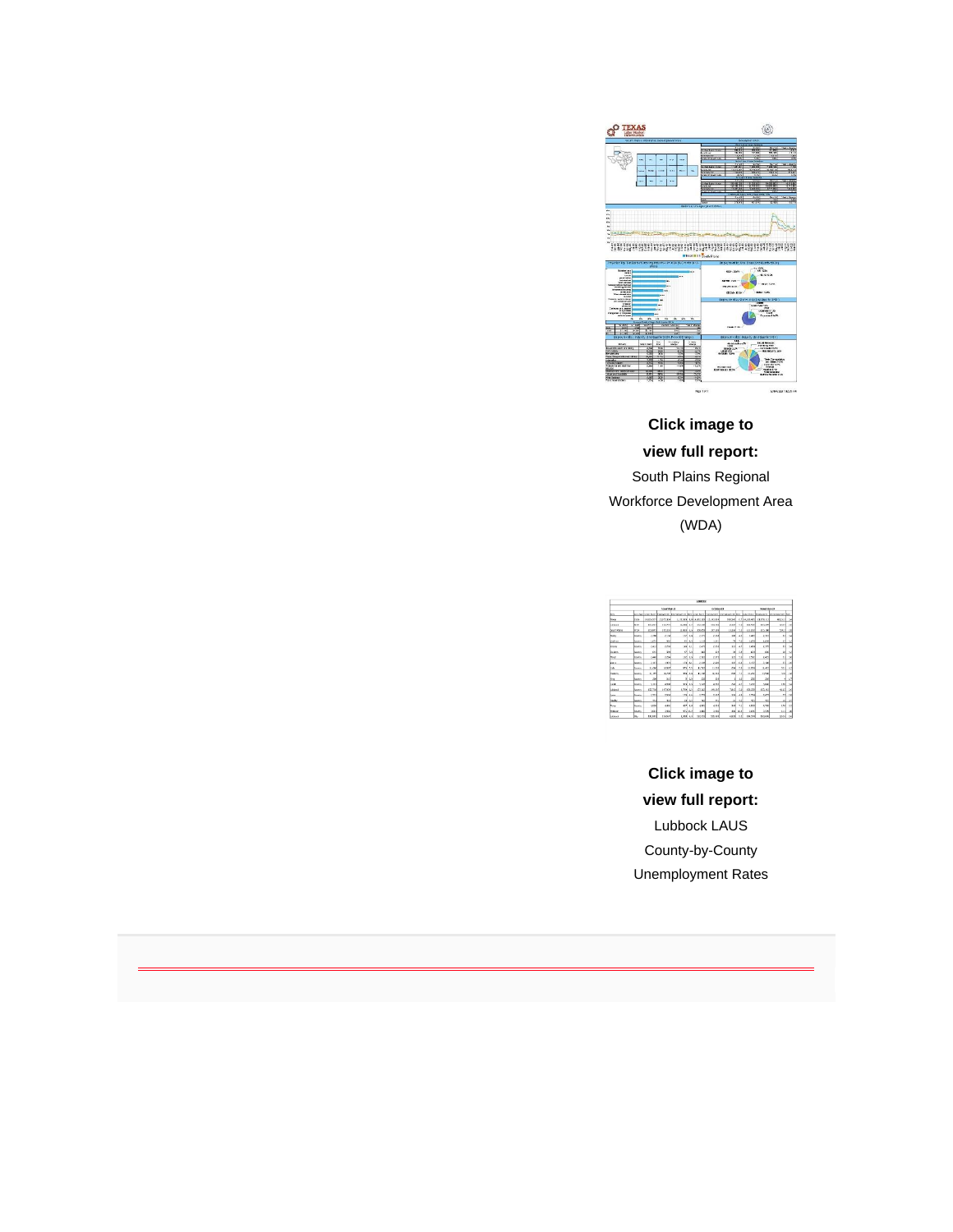**Click image to view full report:**

South Plains Regional Workforce Development Area (WDA)

**Click image to view full report:**

Lubbock LAUS County-by-County Unemployment Rates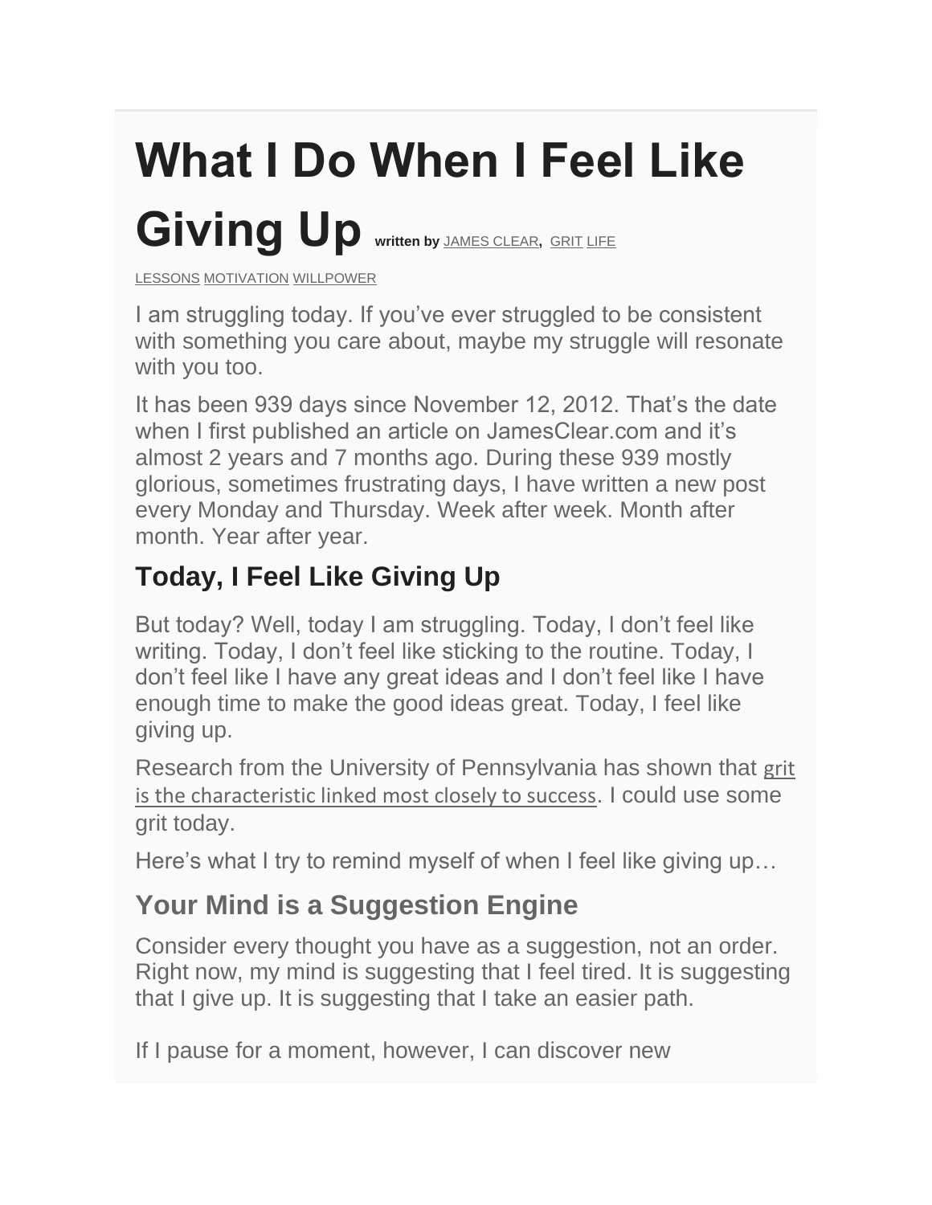# What I Do When I Feel Like Giving Up

written by JAMES CLEAR, GRIT LIFE LESSONS MOTIVATION WILLPOWER

I am struggling today. If you've ever struggled to be consistent with something you care about, maybe my struggle will resonate with you too.

It has been 939 days since November 12, 2012. That's the date when I first published an article on JamesClear.com and it's almost 2 years and 7 months ago. During these 939 mostly glorious, sometimes frustrating days, I have written a new post every Monday and Thursday. Week after week. Month after month. Year after year.

## Today, I Feel Like Giving Up

But today? Well, today I am struggling. Today, I don't feel like writing. Today, I don't feel like sticking to the routine. Today, I don't feel like I have any great ideas and I don't feel like I have enough time to make the good ideas great. Today, I feel like giving up.

Research from the University of Pennsylvania has shown that grit is the characteristic linked most closely to success. I could use some grit today.

Here's what I try to remind myself of when I feel like giving up…

## Your Mind is a Suggestion Engine

Consider every thought you have as a suggestion, not an order. Right now, my mind is suggesting that I feel tired. It is suggesting that I give up. It is suggesting that I take an easier path.

If I pause for a moment, however, I can discover new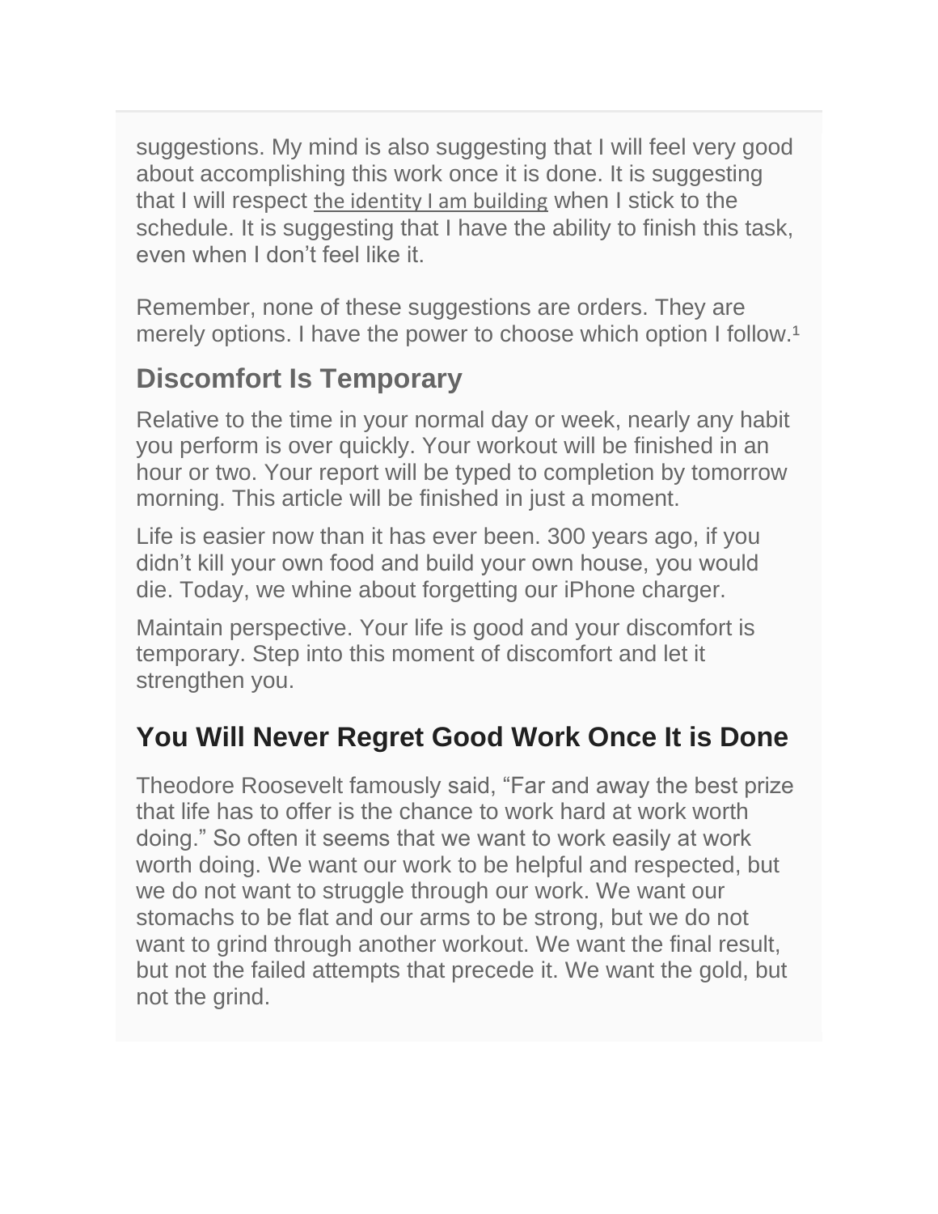suggestions. My mind is also suggesting that I will feel very good about accomplishing this work once it is done. It is suggesting that I will respect the identity I am building when I stick to the schedule. It is suggesting that I have the ability to finish this task, even when I don't feel like it.

Remember, none of these suggestions are orders. They are merely options. I have the power to choose which option I follow.[1]

## Discomfort Is Temporary

Relative to the time in your normal day or week, nearly any habit you perform is over quickly. Your workout will be finished in an hour or two. Your report will be typed to completion by tomorrow morning. This article will be finished in just a moment.

Life is easier now than it has ever been. 300 years ago, if you didn't kill your own food and build your own house, you would die. Today, we whine about forgetting our iPhone charger.

Maintain perspective. Your life is good and your discomfort is temporary. Step into this moment of discomfort and let it strengthen you.

## You Will Never Regret Good Work Once It is Done

Theodore Roosevelt famously said, "Far and away the best prize that life has to offer is the chance to work hard at work worth doing." So often it seems that we want to work easily at work worth doing. We want our work to be helpful and respected, but we do not want to struggle through our work. We want our stomachs to be flat and our arms to be strong, but we do not want to grind through another workout. We want the final result, but not the failed attempts that precede it. We want the gold, but not the grind.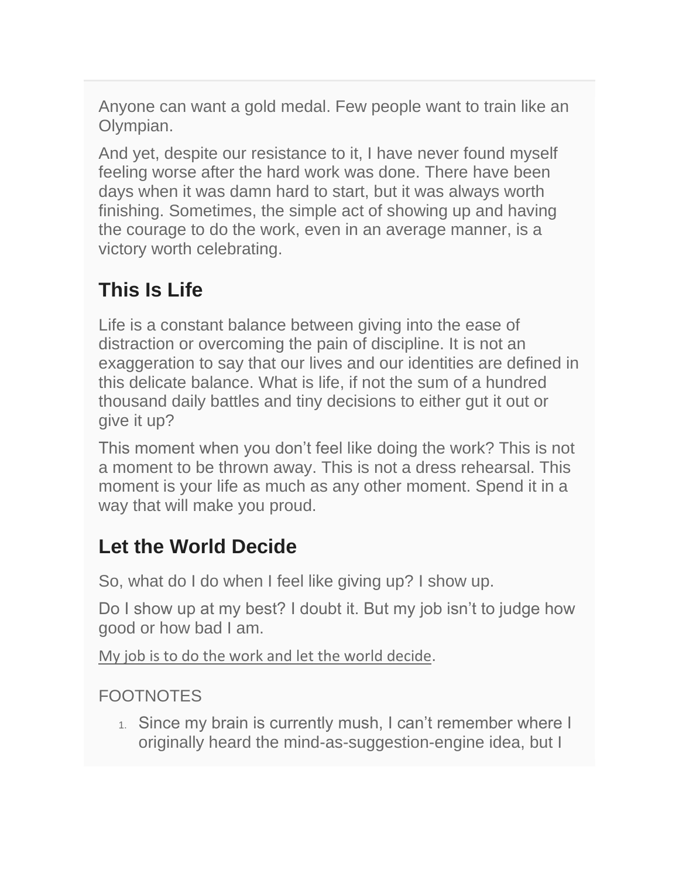Anyone can want a gold medal. Few people want to train like an Olympian.

And yet, despite our resistance to it, I have never found myself feeling worse after the hard work was done. There have been days when it was damn hard to start, but it was always worth finishing. Sometimes, the simple act of showing up and having the courage to do the work, even in an average manner, is a victory worth celebrating.

## This Is Life

Life is a constant balance between giving into the ease of distraction or overcoming the pain of discipline. It is not an exaggeration to say that our lives and our identities are defined in this delicate balance. What is life, if not the sum of a hundred thousand daily battles and tiny decisions to either gut it out or give it up?

This moment when you don't feel like doing the work? This is not a moment to be thrown away. This is not a dress rehearsal. This moment is your life as much as any other moment. Spend it in a way that will make you proud.

## Let the World Decide

So, what do I do when I feel like giving up? I show up.

Do I show up at my best? I doubt it. But my job isn't to judge how good or how bad I am.

My job is to do the work and let the world decide.

FOOTNOTES

1. Since my brain is currently mush, I can't remember where I originally heard the mind-as-suggestion-engine idea, but I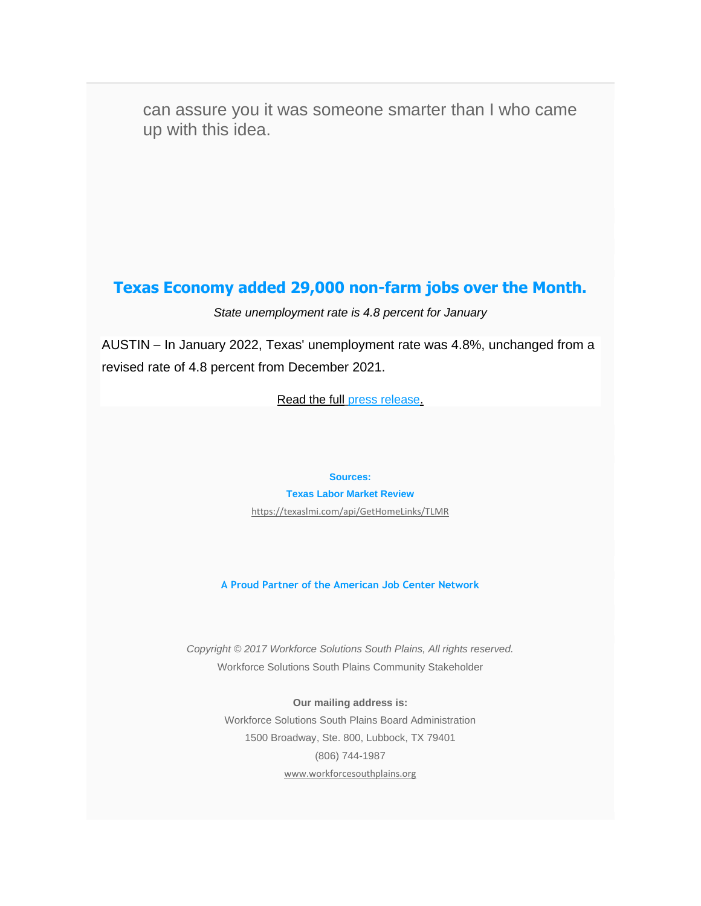can assure you it was someone smarter than I who came up with this idea.

## Texas Economy added 29,000 non-farm jobs over the Month.

*State unemployment rate is 4.8 percent for January*

AUSTIN – In January 2022, Texas' unemployment rate was 4.8%, unchanged from a revised rate of 4.8 percent from December 2021.

Read the full press release.

**Sources:**

**Texas Labor Market Review**

https://texaslmi.com/api/GetHomeLinks/TLMR

**A Proud Partner of the American Job Center Network**

*Copyright © 2017 Workforce Solutions South Plains, All rights reserved.*

Workforce Solutions South Plains Community Stakeholder

**Our mailing address is:**

Workforce Solutions South Plains Board Administration

1500 Broadway, Ste. 800, Lubbock, TX 79401

(806) 744-1987

www.workforcesouthplains.org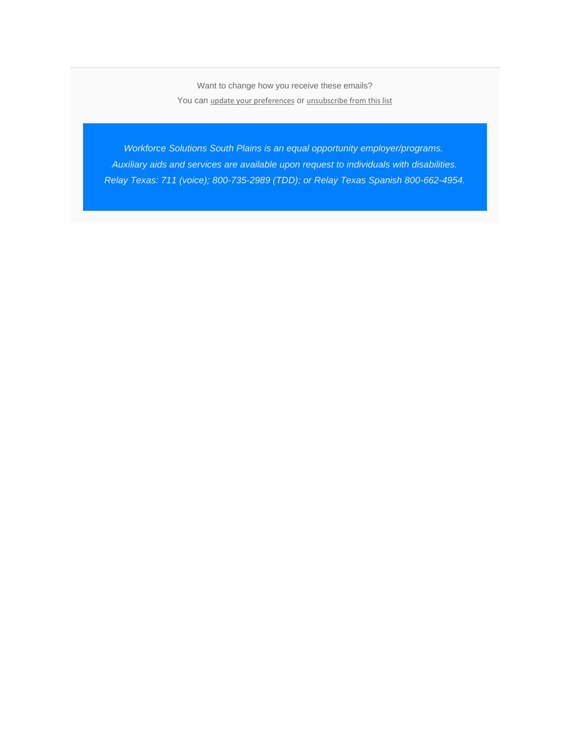Want to change how you receive these emails?

You can update your preferences or unsubscribe from this list

*Workforce Solutions South Plains is an equal opportunity employer/programs.*
*Auxiliary aids and services are available upon request to individuals with disabilities.*
*Relay Texas: 711 (voice); 800-735-2989 (TDD); or Relay Texas Spanish 800-662-4954.*